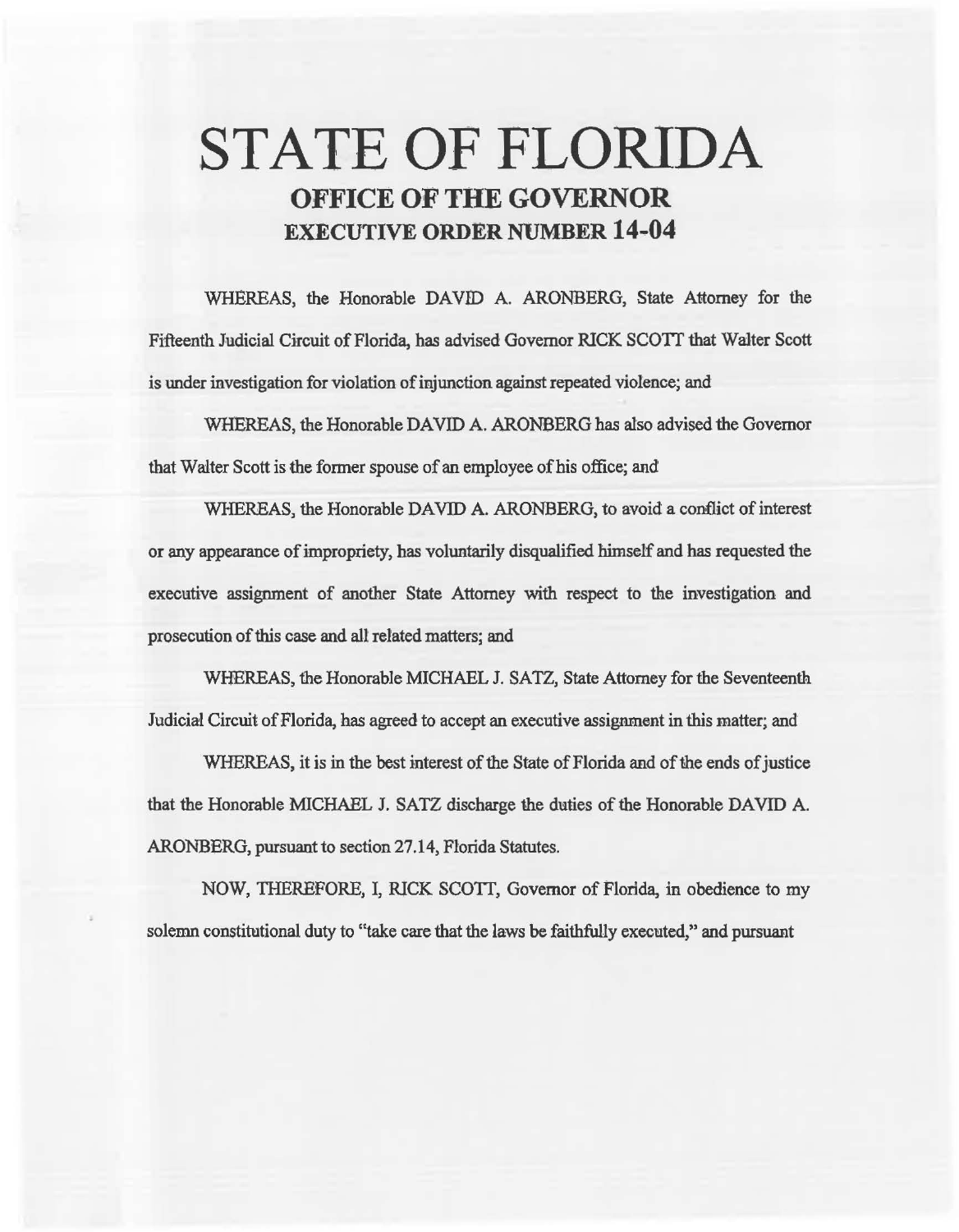# STATE OF FLORIDA

## OFFICE OF THE GOVERNOR

## EXECUTIVE ORDER NUMBER 14-04

WHEREAS, the Honorable DAVID A. ARONBERG, State Attorney for the Fifteenth Judicial Circuit of Florida, has advised Governor RICK SCOTT that Walter Scott is under investigation for violation of injunction against repeated violence; and

WHEREAS, the Honorable DAVID A. ARONBERG has also advised the Governor that Walter Scott is the former spouse of an employee of his office; and

WHEREAS, the Honorable DAVID A. ARONBERG, to avoid a conflict of interest or any appearance of impropriety, has voluntarily disqualified himself and has requested the executive assignment of another State Attorney with respect to the investigation and prosecution of this case and all related matters; and

WHEREAS, the Honorable MICHAEL J. SATZ, State Attorney for the Seventeenth Judicial Circuit of Florida, has agreed to accept an executive assignment in this matter; and

WHEREAS, it is in the best interest of the State of Florida and of the ends of justice that the Honorable MICHAEL J. SATZ discharge the duties of the Honorable DAVID A. ARONBERG, pursuant to section 27.14, Florida Statutes.

NOW, THEREFORE, I, RICK SCOTT, Governor of Florida, in obedience to my solemn constitutional duty to "take care that the laws be faithfully executed," and pursuant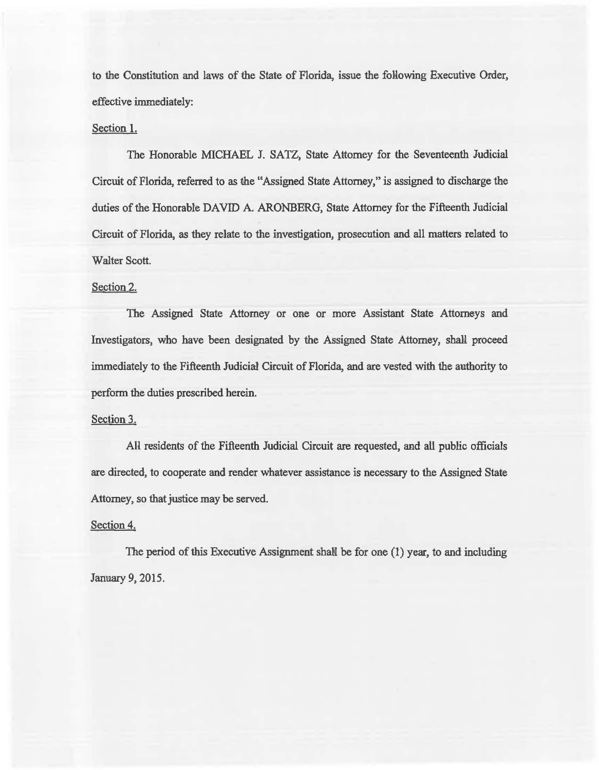to the Constitution and laws of the State of Florida, issue the following Executive Order, effective immediately:

Section 1.

The Honorable MICHAEL J. SATZ, State Attorney for the Seventeenth Judicial Circuit of Florida, referred to as the "Assigned State Attorney," is assigned to discharge the duties of the Honorable DAVID A. ARONBERG, State Attorney for the Fifteenth Judicial Circuit of Florida, as they relate to the investigation, prosecution and all matters related to Walter Scott.

Section 2.

The Assigned State Attorney or one or more Assistant State Attorneys and Investigators, who have been designated by the Assigned State Attorney, shall proceed immediately to the Fifteenth Judicial Circuit of Florida, and are vested with the authority to perform the duties prescribed herein.

Section 3.

All residents of the Fifteenth Judicial Circuit are requested, and all public officials are directed, to cooperate and render whatever assistance is necessary to the Assigned State Attorney, so that justice may be served.

Section 4.

The period of this Executive Assignment shall be for one (1) year, to and including January 9, 2015.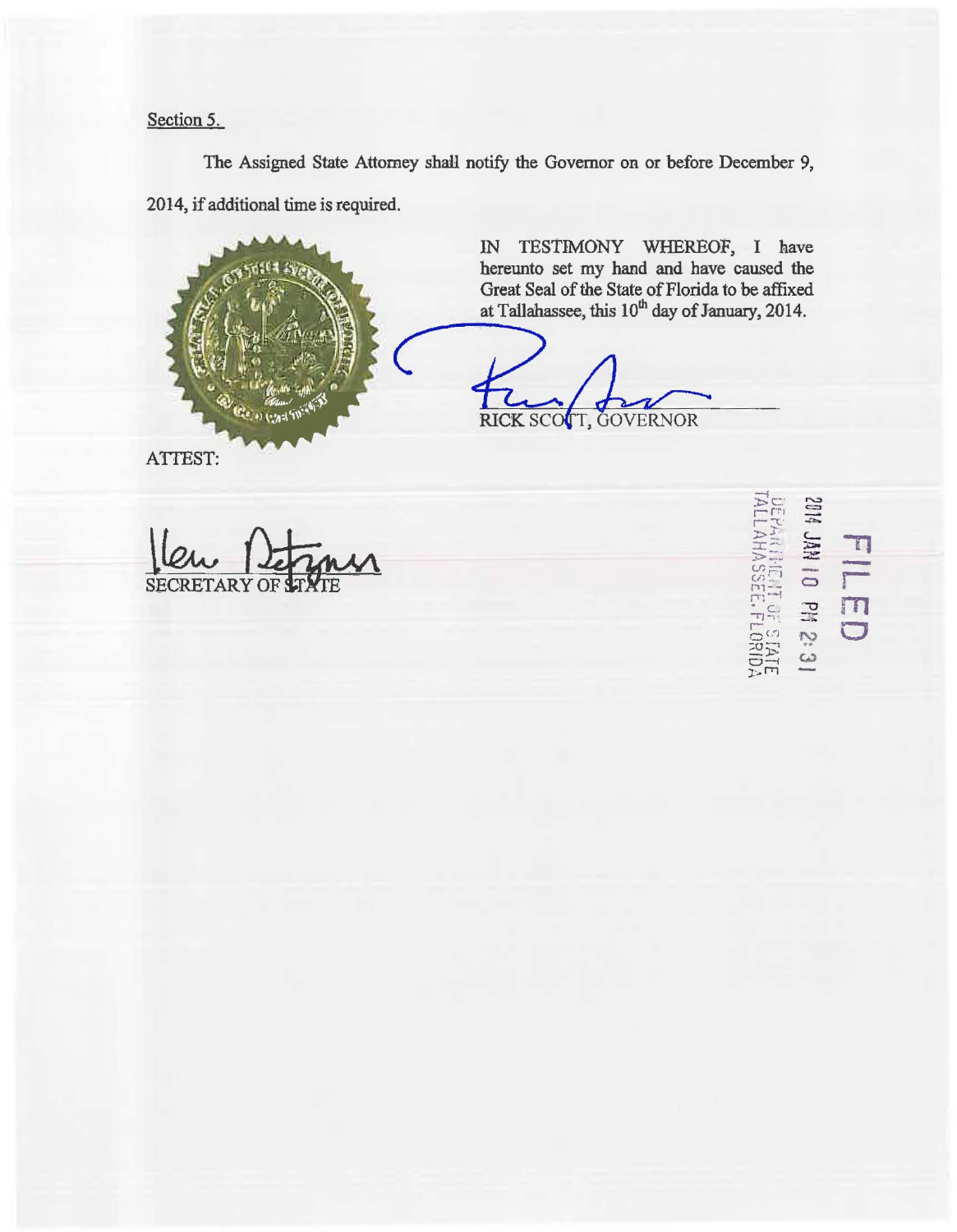Section 5.

The Assigned State Attorney shall notify the Governor on or before December 9, 2014, if additional time is required.

IN TESTIMONY WHEREOF, I have hereunto set my hand and have caused the Great Seal of the State of Florida to be affixed at Tallahassee, this 10th day of January, 2014.

RICK SCOTT, GOVERNOR

ATTEST:

SECRETARY OF STATE

FILED

2014 JAN 10 PM 2:31

DEPARTMENT OF STATE
TALLAHASSEE, FLORIDA